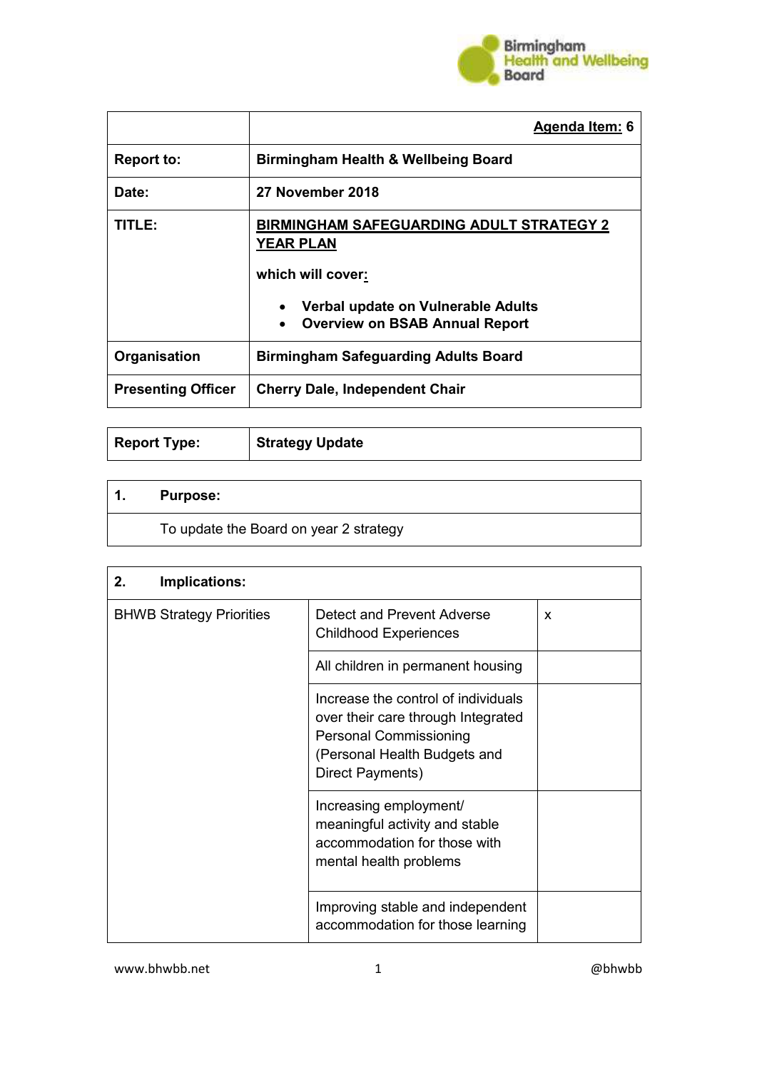| | **Agenda Item: 6** |
|---|---|
| **Report to:** | **Birmingham Health & Wellbeing Board** |
| **Date:** | **27 November 2018** |
| **TITLE:** | **BIRMINGHAM SAFEGUARDING ADULT STRATEGY 2 YEAR PLAN**<br><br>**which will cover:**<br><br>• **Verbal update on Vulnerable Adults**<br>• **Overview on BSAB Annual Report** |
| **Organisation** | **Birmingham Safeguarding Adults Board** |
| **Presenting Officer** | **Cherry Dale, Independent Chair** |

| **Report Type:** | **Strategy Update** |
|---|---|

| **1. Purpose:** |
|---|
| To update the Board on year 2 strategy |

| **2. Implications:** | | |
|---|---|---|
| BHWB Strategy Priorities | Detect and Prevent Adverse Childhood Experiences | x |
| | All children in permanent housing | |
| | Increase the control of individuals over their care through Integrated Personal Commissioning (Personal Health Budgets and Direct Payments) | |
| | Increasing employment/ meaningful activity and stable accommodation for those with mental health problems | |
| | Improving stable and independent accommodation for those learning | |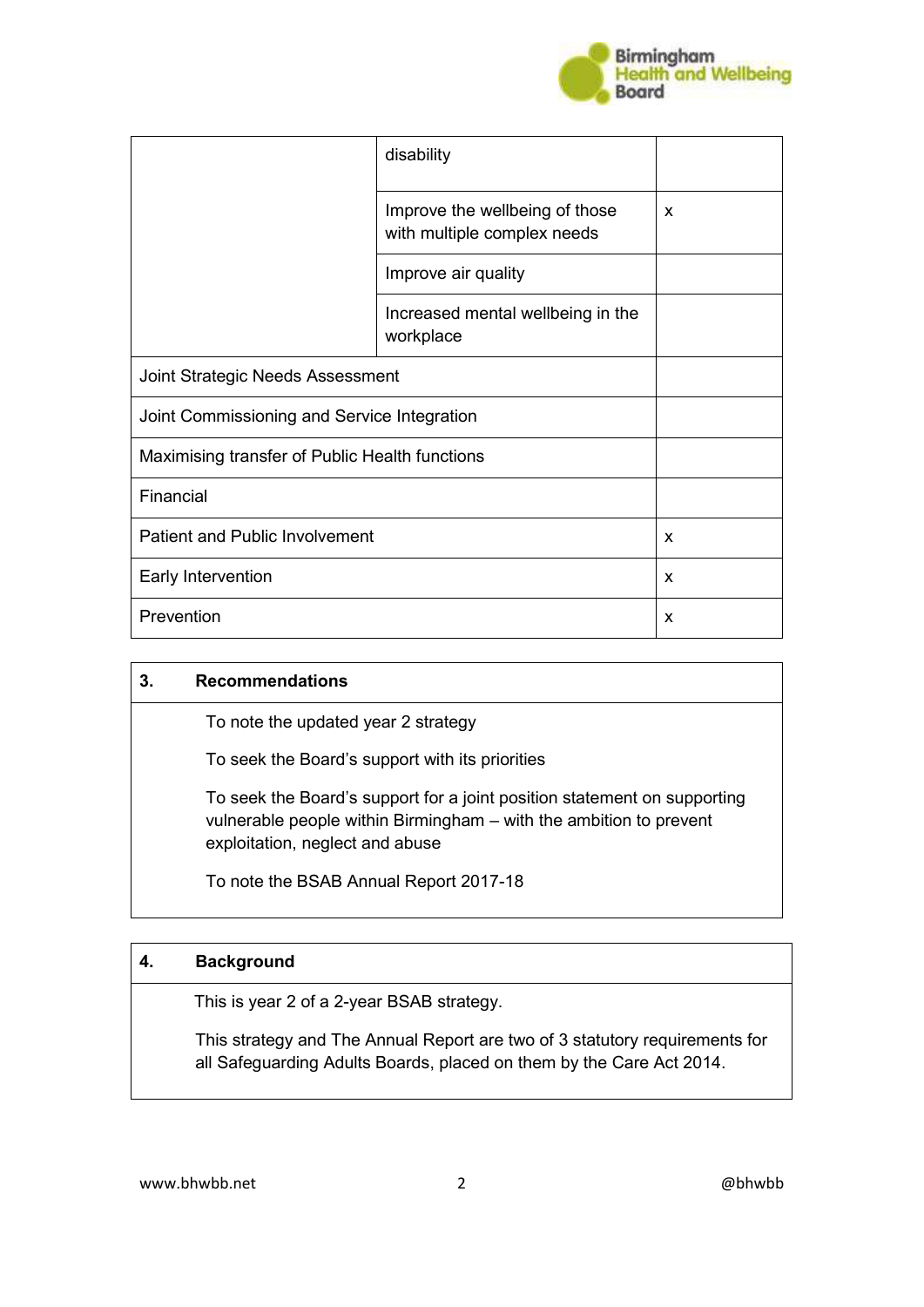| | | |
|---|---|---|
| | disability | |
| | Improve the wellbeing of those with multiple complex needs | x |
| | Improve air quality | |
| | Increased mental wellbeing in the workplace | |
| Joint Strategic Needs Assessment | | |
| Joint Commissioning and Service Integration | | |
| Maximising transfer of Public Health functions | | |
| Financial | | |
| Patient and Public Involvement | | x |
| Early Intervention | | x |
| Prevention | | x |

## 3. Recommendations

To note the updated year 2 strategy

To seek the Board's support with its priorities

To seek the Board's support for a joint position statement on supporting vulnerable people within Birmingham – with the ambition to prevent exploitation, neglect and abuse

To note the BSAB Annual Report 2017-18

## 4. Background

This is year 2 of a 2-year BSAB strategy.

This strategy and The Annual Report are two of 3 statutory requirements for all Safeguarding Adults Boards, placed on them by the Care Act 2014.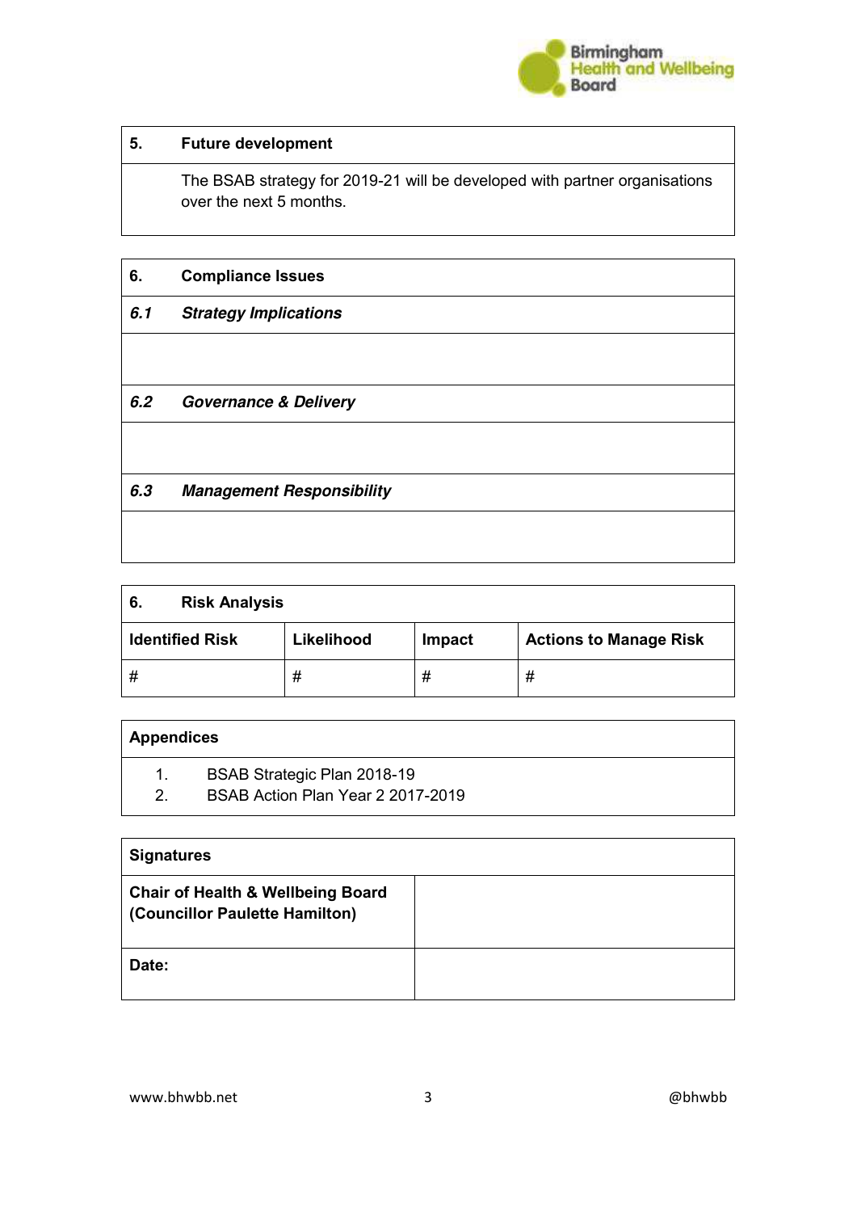## 5. Future development

The BSAB strategy for 2019-21 will be developed with partner organisations over the next 5 months.

## 6. Compliance Issues

### *6.1 Strategy Implications*

### *6.2 Governance & Delivery*

### *6.3 Management Responsibility*

## 6. Risk Analysis

| Identified Risk | Likelihood | Impact | Actions to Manage Risk |
|---|---|---|---|
| # | # | # | # |

## Appendices

1. BSAB Strategic Plan 2018-19
2. BSAB Action Plan Year 2 2017-2019

## Signatures

| | |
|---|---|
| **Chair of Health & Wellbeing Board (Councillor Paulette Hamilton)** | |
| **Date:** | |